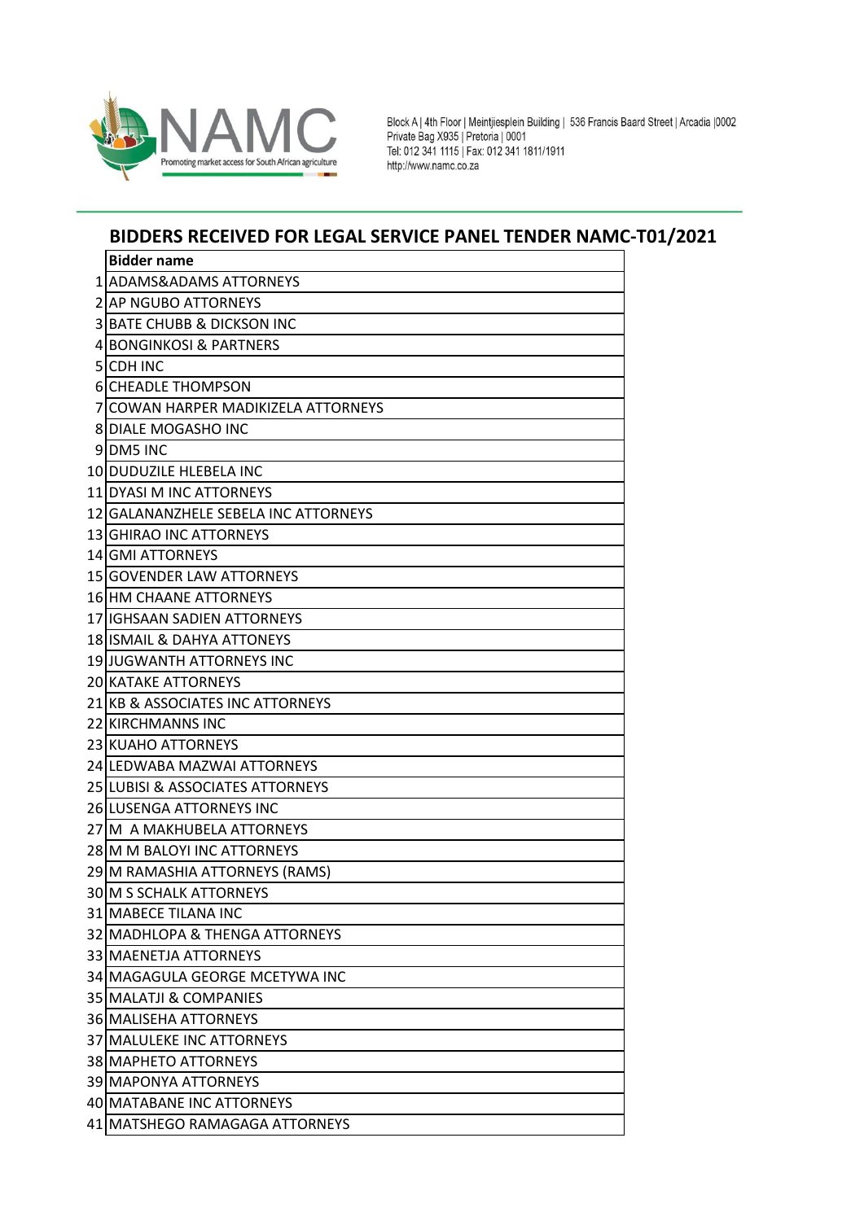Block A | 4th Floor | Meintjiesplein Building | 536 Francis Baard Street | Arcadia |0002
Private Bag X935 | Pretoria | 0001
Tel: 012 341 1115 | Fax: 012 341 1811/1911
http://www.namc.co.za

## BIDDERS RECEIVED FOR LEGAL SERVICE PANEL TENDER NAMC-T01/2021

| | Bidder name |
|---|---|
| 1 | ADAMS&ADAMS ATTORNEYS |
| 2 | AP NGUBO ATTORNEYS |
| 3 | BATE CHUBB & DICKSON INC |
| 4 | BONGINKOSI & PARTNERS |
| 5 | CDH INC |
| 6 | CHEADLE THOMPSON |
| 7 | COWAN HARPER MADIKIZELA ATTORNEYS |
| 8 | DIALE MOGASHO INC |
| 9 | DM5 INC |
| 10 | DUDUZILE HLEBELA INC |
| 11 | DYASI M INC ATTORNEYS |
| 12 | GALANANZHELE SEBELA INC ATTORNEYS |
| 13 | GHIRAO INC ATTORNEYS |
| 14 | GMI ATTORNEYS |
| 15 | GOVENDER LAW ATTORNEYS |
| 16 | HM CHAANE ATTORNEYS |
| 17 | IGHSAAN SADIEN ATTORNEYS |
| 18 | ISMAIL & DAHYA ATTONEYS |
| 19 | JUGWANTH ATTORNEYS INC |
| 20 | KATAKE ATTORNEYS |
| 21 | KB & ASSOCIATES INC ATTORNEYS |
| 22 | KIRCHMANNS INC |
| 23 | KUAHO ATTORNEYS |
| 24 | LEDWABA MAZWAI ATTORNEYS |
| 25 | LUBISI & ASSOCIATES ATTORNEYS |
| 26 | LUSENGA ATTORNEYS INC |
| 27 | M A MAKHUBELA ATTORNEYS |
| 28 | M M BALOYI INC ATTORNEYS |
| 29 | M RAMASHIA ATTORNEYS (RAMS) |
| 30 | M S SCHALK ATTORNEYS |
| 31 | MABECE TILANA INC |
| 32 | MADHLOPA & THENGA ATTORNEYS |
| 33 | MAENETJA ATTORNEYS |
| 34 | MAGAGULA GEORGE MCETYWA INC |
| 35 | MALATJI & COMPANIES |
| 36 | MALISEHA ATTORNEYS |
| 37 | MALULEKE INC ATTORNEYS |
| 38 | MAPHETO ATTORNEYS |
| 39 | MAPONYA ATTORNEYS |
| 40 | MATABANE INC ATTORNEYS |
| 41 | MATSHEGO RAMAGAGA ATTORNEYS |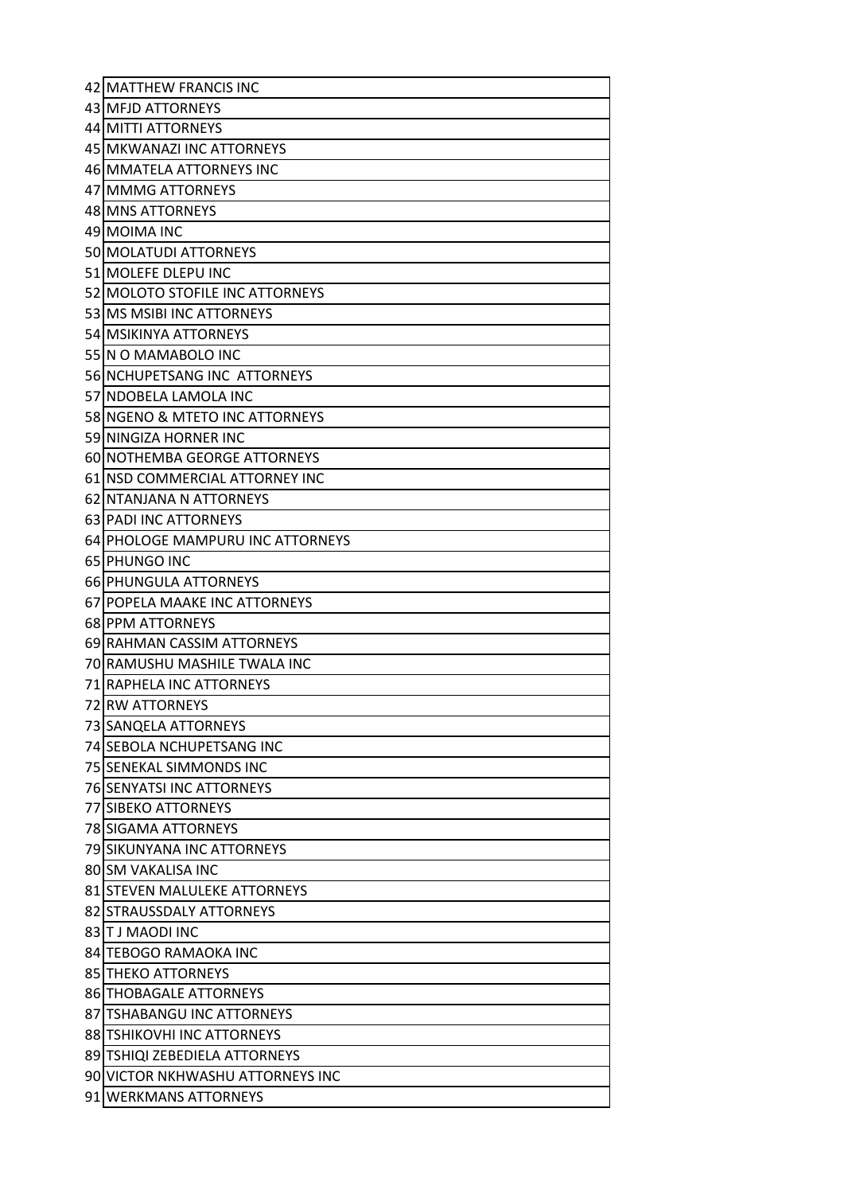| | |
|---|---|
| 42 | MATTHEW FRANCIS INC |
| 43 | MFJD ATTORNEYS |
| 44 | MITTI ATTORNEYS |
| 45 | MKWANAZI INC ATTORNEYS |
| 46 | MMATELA ATTORNEYS INC |
| 47 | MMMG ATTORNEYS |
| 48 | MNS ATTORNEYS |
| 49 | MOIMA INC |
| 50 | MOLATUDI ATTORNEYS |
| 51 | MOLEFE DLEPU INC |
| 52 | MOLOTO STOFILE INC ATTORNEYS |
| 53 | MS MSIBI INC ATTORNEYS |
| 54 | MSIKINYA ATTORNEYS |
| 55 | N O MAMABOLO INC |
| 56 | NCHUPETSANG INC ATTORNEYS |
| 57 | NDOBELA LAMOLA INC |
| 58 | NGENO & MTETO INC ATTORNEYS |
| 59 | NINGIZA HORNER INC |
| 60 | NOTHEMBA GEORGE ATTORNEYS |
| 61 | NSD COMMERCIAL ATTORNEY INC |
| 62 | NTANJANA N ATTORNEYS |
| 63 | PADI INC ATTORNEYS |
| 64 | PHOLOGE MAMPURU INC ATTORNEYS |
| 65 | PHUNGO INC |
| 66 | PHUNGULA ATTORNEYS |
| 67 | POPELA MAAKE INC ATTORNEYS |
| 68 | PPM ATTORNEYS |
| 69 | RAHMAN CASSIM ATTORNEYS |
| 70 | RAMUSHU MASHILE TWALA INC |
| 71 | RAPHELA INC ATTORNEYS |
| 72 | RW ATTORNEYS |
| 73 | SANQELA ATTORNEYS |
| 74 | SEBOLA NCHUPETSANG INC |
| 75 | SENEKAL SIMMONDS INC |
| 76 | SENYATSI INC ATTORNEYS |
| 77 | SIBEKO ATTORNEYS |
| 78 | SIGAMA ATTORNEYS |
| 79 | SIKUNYANA INC ATTORNEYS |
| 80 | SM VAKALISA INC |
| 81 | STEVEN MALULEKE ATTORNEYS |
| 82 | STRAUSSDALY ATTORNEYS |
| 83 | T J MAODI INC |
| 84 | TEBOGO RAMAOKA INC |
| 85 | THEKO ATTORNEYS |
| 86 | THOBAGALE ATTORNEYS |
| 87 | TSHABANGU INC ATTORNEYS |
| 88 | TSHIKOVHI INC ATTORNEYS |
| 89 | TSHIQI ZEBEDIELA ATTORNEYS |
| 90 | VICTOR NKHWASHU ATTORNEYS INC |
| 91 | WERKMANS ATTORNEYS |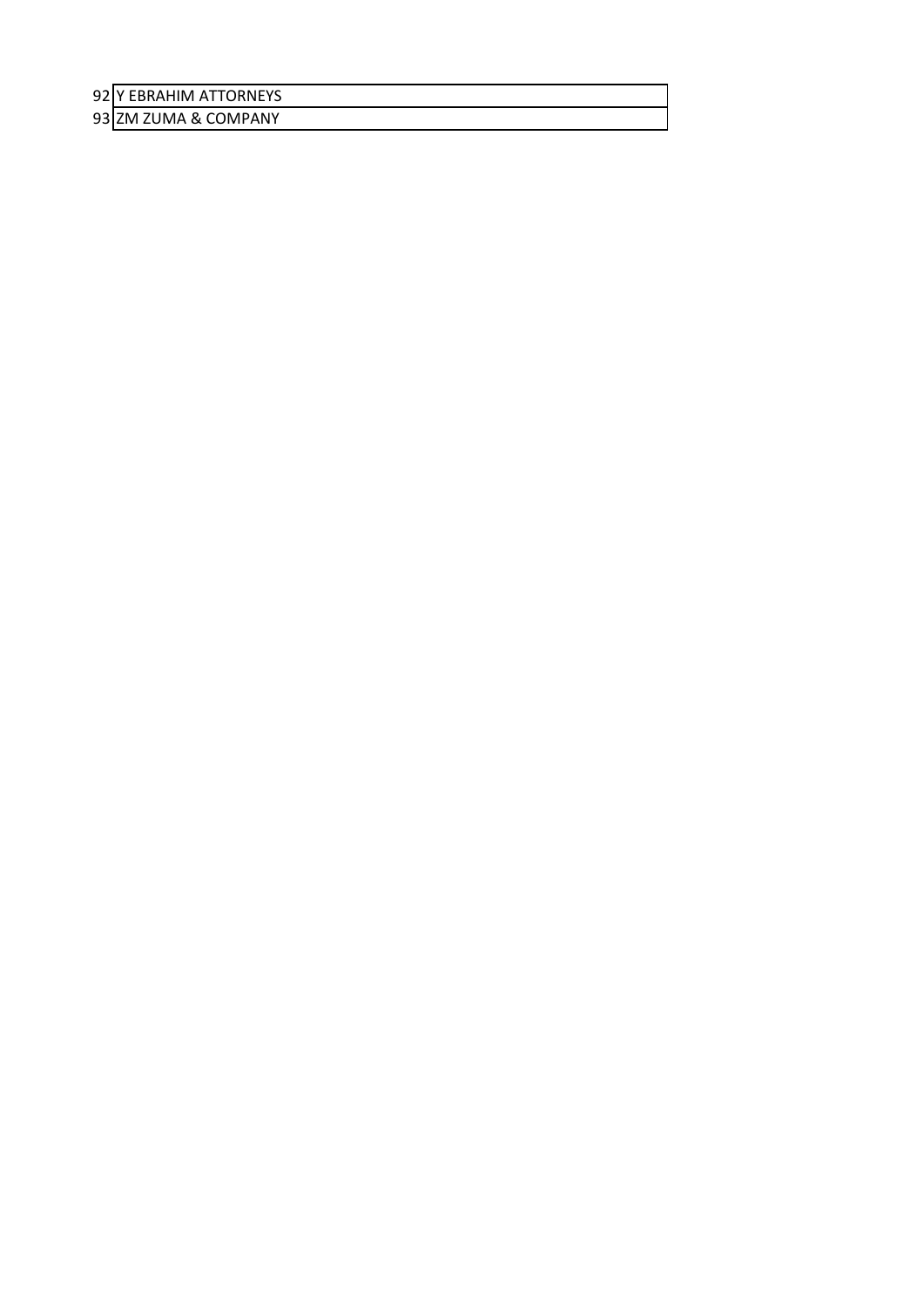| | |
|---|---|
| 92 | Y EBRAHIM ATTORNEYS |
| 93 | ZM ZUMA & COMPANY |